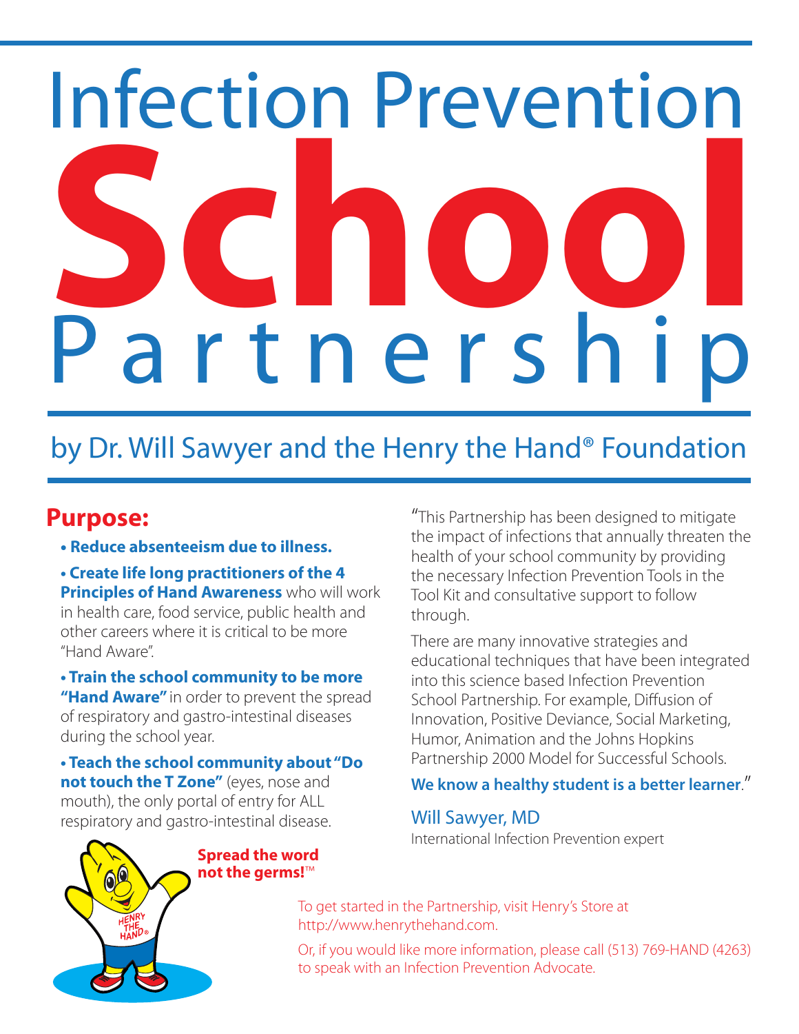# Infection Prevention School Partnership

## by Dr. Will Sawyer and the Henry the Hand® Foundation

## Purpose:

- **Reduce absenteeism due to illness.**
- **Create life long practitioners of the 4 Principles of Hand Awareness** who will work in health care, food service, public health and other careers where it is critical to be more "Hand Aware".
- **Train the school community to be more "Hand Aware"** in order to prevent the spread of respiratory and gastro-intestinal diseases during the school year.
- **Teach the school community about "Do not touch the T Zone"** (eyes, nose and mouth), the only portal of entry for ALL respiratory and gastro-intestinal disease.

"This Partnership has been designed to mitigate the impact of infections that annually threaten the health of your school community by providing the necessary Infection Prevention Tools in the Tool Kit and consultative support to follow through.

There are many innovative strategies and educational techniques that have been integrated into this science based Infection Prevention School Partnership. For example, Diffusion of Innovation, Positive Deviance, Social Marketing, Humor, Animation and the Johns Hopkins Partnership 2000 Model for Successful Schools.

**We know a healthy student is a better learner**."

Will Sawyer, MD
International Infection Prevention expert

**Spread the word not the germs!**™

To get started in the Partnership, visit Henry's Store at http://www.henrythehand.com.

Or, if you would like more information, please call (513) 769-HAND (4263) to speak with an Infection Prevention Advocate.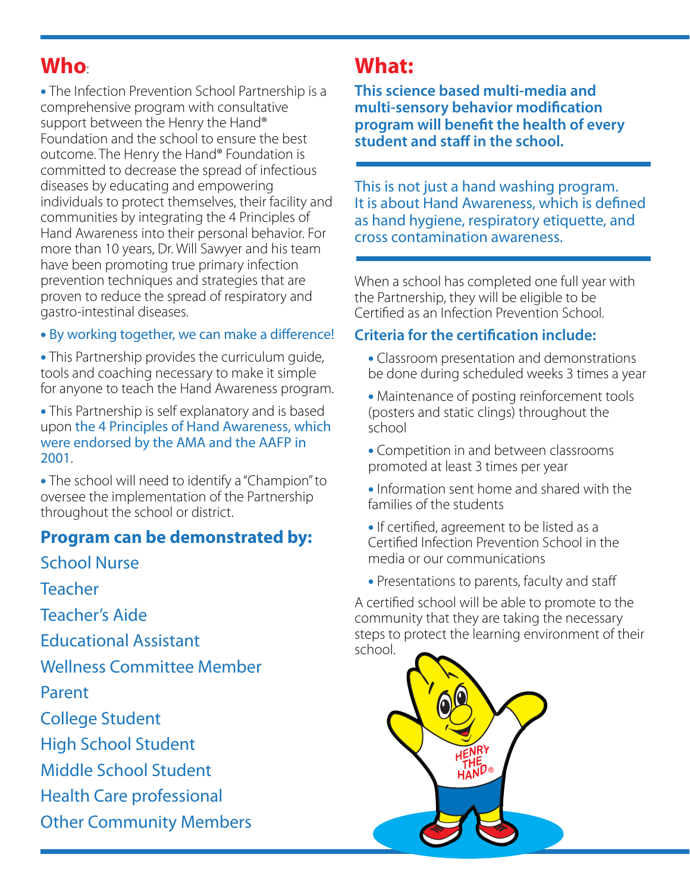## Who:

- The Infection Prevention School Partnership is a comprehensive program with consultative support between the Henry the Hand® Foundation and the school to ensure the best outcome. The Henry the Hand® Foundation is committed to decrease the spread of infectious diseases by educating and empowering individuals to protect themselves, their facility and communities by integrating the 4 Principles of Hand Awareness into their personal behavior. For more than 10 years, Dr. Will Sawyer and his team have been promoting true primary infection prevention techniques and strategies that are proven to reduce the spread of respiratory and gastro-intestinal diseases.
- By working together, we can make a difference!
- This Partnership provides the curriculum guide, tools and coaching necessary to make it simple for anyone to teach the Hand Awareness program.
- This Partnership is self explanatory and is based upon the 4 Principles of Hand Awareness, which were endorsed by the AMA and the AAFP in 2001.
- The school will need to identify a "Champion" to oversee the implementation of the Partnership throughout the school or district.

### Program can be demonstrated by:

School Nurse

Teacher

Teacher's Aide

Educational Assistant

Wellness Committee Member

Parent

College Student

High School Student

Middle School Student

Health Care professional

Other Community Members

## What:

**This science based multi-media and multi-sensory behavior modification program will benefit the health of every student and staff in the school.**

This is not just a hand washing program. It is about Hand Awareness, which is defined as hand hygiene, respiratory etiquette, and cross contamination awareness.

When a school has completed one full year with the Partnership, they will be eligible to be Certified as an Infection Prevention School.

### Criteria for the certification include:

- Classroom presentation and demonstrations be done during scheduled weeks 3 times a year
- Maintenance of posting reinforcement tools (posters and static clings) throughout the school
- Competition in and between classrooms promoted at least 3 times per year
- Information sent home and shared with the families of the students
- If certified, agreement to be listed as a Certified Infection Prevention School in the media or our communications
- Presentations to parents, faculty and staff

A certified school will be able to promote to the community that they are taking the necessary steps to protect the learning environment of their school.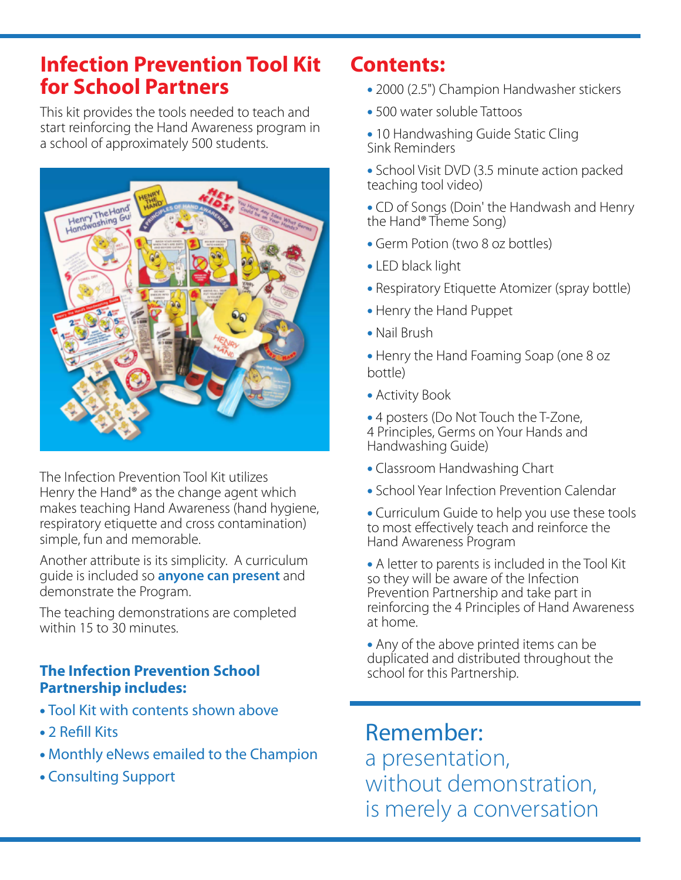# Infection Prevention Tool Kit for School Partners

This kit provides the tools needed to teach and start reinforcing the Hand Awareness program in a school of approximately 500 students.

The Infection Prevention Tool Kit utilizes Henry the Hand® as the change agent which makes teaching Hand Awareness (hand hygiene, respiratory etiquette and cross contamination) simple, fun and memorable.

Another attribute is its simplicity. A curriculum guide is included so **anyone can present** and demonstrate the Program.

The teaching demonstrations are completed within 15 to 30 minutes.

### The Infection Prevention School Partnership includes:

- Tool Kit with contents shown above
- 2 Refill Kits
- Monthly eNews emailed to the Champion
- Consulting Support

# Contents:

- 2000 (2.5") Champion Handwasher stickers
- 500 water soluble Tattoos
- 10 Handwashing Guide Static Cling Sink Reminders
- School Visit DVD (3.5 minute action packed teaching tool video)
- CD of Songs (Doin' the Handwash and Henry the Hand® Theme Song)
- Germ Potion (two 8 oz bottles)
- LED black light
- Respiratory Etiquette Atomizer (spray bottle)
- Henry the Hand Puppet
- Nail Brush
- Henry the Hand Foaming Soap (one 8 oz bottle)
- Activity Book
- 4 posters (Do Not Touch the T-Zone, 4 Principles, Germs on Your Hands and Handwashing Guide)
- Classroom Handwashing Chart
- School Year Infection Prevention Calendar
- Curriculum Guide to help you use these tools to most effectively teach and reinforce the Hand Awareness Program
- A letter to parents is included in the Tool Kit so they will be aware of the Infection Prevention Partnership and take part in reinforcing the 4 Principles of Hand Awareness at home.
- Any of the above printed items can be duplicated and distributed throughout the school for this Partnership.

## Remember:
a presentation,
without demonstration,
is merely a conversation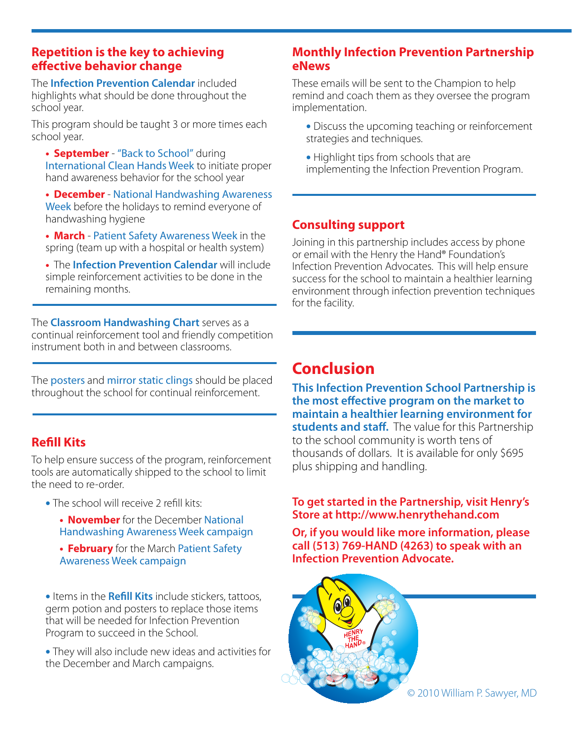## Repetition is the key to achieving effective behavior change

The **Infection Prevention Calendar** included highlights what should be done throughout the school year.

This program should be taught 3 or more times each school year.

- **September** - "Back to School" during International Clean Hands Week to initiate proper hand awareness behavior for the school year
- **December** - National Handwashing Awareness Week before the holidays to remind everyone of handwashing hygiene
- **March** - Patient Safety Awareness Week in the spring (team up with a hospital or health system)
- The **Infection Prevention Calendar** will include simple reinforcement activities to be done in the remaining months.

The **Classroom Handwashing Chart** serves as a continual reinforcement tool and friendly competition instrument both in and between classrooms.

The posters and mirror static clings should be placed throughout the school for continual reinforcement.

## Refill Kits

To help ensure success of the program, reinforcement tools are automatically shipped to the school to limit the need to re-order.

- The school will receive 2 refill kits:
  - **November** for the December National Handwashing Awareness Week campaign
  - **February** for the March Patient Safety Awareness Week campaign
- Items in the **Refill Kits** include stickers, tattoos, germ potion and posters to replace those items that will be needed for Infection Prevention Program to succeed in the School.
- They will also include new ideas and activities for the December and March campaigns.

## Monthly Infection Prevention Partnership eNews

These emails will be sent to the Champion to help remind and coach them as they oversee the program implementation.

- Discuss the upcoming teaching or reinforcement strategies and techniques.
- Highlight tips from schools that are implementing the Infection Prevention Program.

## Consulting support

Joining in this partnership includes access by phone or email with the Henry the Hand® Foundation's Infection Prevention Advocates. This will help ensure success for the school to maintain a healthier learning environment through infection prevention techniques for the facility.

# Conclusion

**This Infection Prevention School Partnership is the most effective program on the market to maintain a healthier learning environment for students and staff.** The value for this Partnership to the school community is worth tens of thousands of dollars. It is available for only $695 plus shipping and handling.

**To get started in the Partnership, visit Henry's Store at http://www.henrythehand.com**

**Or, if you would like more information, please call (513) 769-HAND (4263) to speak with an Infection Prevention Advocate.**

© 2010 William P. Sawyer, MD